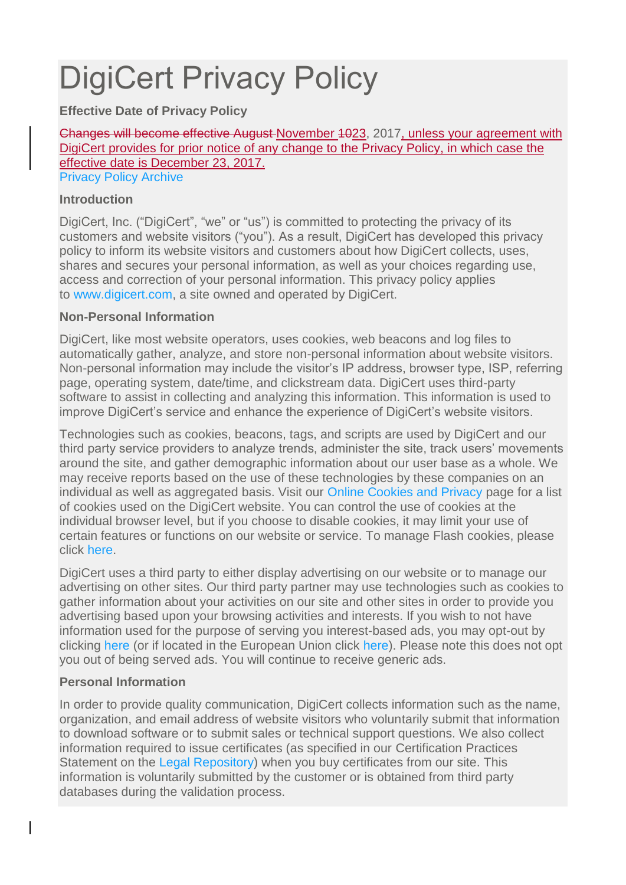# DigiCert Privacy Policy

**Effective Date of Privacy Policy**

~~Changes will become effective August~~ November ~~10~~23, 2017, unless your agreement with DigiCert provides for prior notice of any change to the Privacy Policy, in which case the effective date is December 23, 2017.
Privacy Policy Archive

**Introduction**

DigiCert, Inc. ("DigiCert", "we" or "us") is committed to protecting the privacy of its customers and website visitors ("you"). As a result, DigiCert has developed this privacy policy to inform its website visitors and customers about how DigiCert collects, uses, shares and secures your personal information, as well as your choices regarding use, access and correction of your personal information. This privacy policy applies to www.digicert.com, a site owned and operated by DigiCert.

**Non-Personal Information**

DigiCert, like most website operators, uses cookies, web beacons and log files to automatically gather, analyze, and store non-personal information about website visitors. Non-personal information may include the visitor's IP address, browser type, ISP, referring page, operating system, date/time, and clickstream data. DigiCert uses third-party software to assist in collecting and analyzing this information. This information is used to improve DigiCert's service and enhance the experience of DigiCert's website visitors.

Technologies such as cookies, beacons, tags, and scripts are used by DigiCert and our third party service providers to analyze trends, administer the site, track users' movements around the site, and gather demographic information about our user base as a whole. We may receive reports based on the use of these technologies by these companies on an individual as well as aggregated basis. Visit our Online Cookies and Privacy page for a list of cookies used on the DigiCert website. You can control the use of cookies at the individual browser level, but if you choose to disable cookies, it may limit your use of certain features or functions on our website or service. To manage Flash cookies, please click here.

DigiCert uses a third party to either display advertising on our website or to manage our advertising on other sites. Our third party partner may use technologies such as cookies to gather information about your activities on our site and other sites in order to provide you advertising based upon your browsing activities and interests. If you wish to not have information used for the purpose of serving you interest-based ads, you may opt-out by clicking here (or if located in the European Union click here). Please note this does not opt you out of being served ads. You will continue to receive generic ads.

**Personal Information**

In order to provide quality communication, DigiCert collects information such as the name, organization, and email address of website visitors who voluntarily submit that information to download software or to submit sales or technical support questions. We also collect information required to issue certificates (as specified in our Certification Practices Statement on the Legal Repository) when you buy certificates from our site. This information is voluntarily submitted by the customer or is obtained from third party databases during the validation process.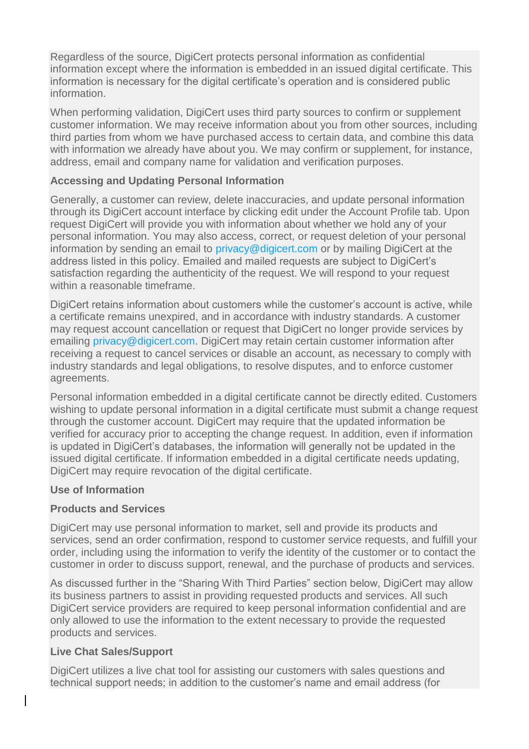Regardless of the source, DigiCert protects personal information as confidential information except where the information is embedded in an issued digital certificate. This information is necessary for the digital certificate's operation and is considered public information.

When performing validation, DigiCert uses third party sources to confirm or supplement customer information. We may receive information about you from other sources, including third parties from whom we have purchased access to certain data, and combine this data with information we already have about you. We may confirm or supplement, for instance, address, email and company name for validation and verification purposes.

**Accessing and Updating Personal Information**

Generally, a customer can review, delete inaccuracies, and update personal information through its DigiCert account interface by clicking edit under the Account Profile tab. Upon request DigiCert will provide you with information about whether we hold any of your personal information. You may also access, correct, or request deletion of your personal information by sending an email to privacy@digicert.com or by mailing DigiCert at the address listed in this policy. Emailed and mailed requests are subject to DigiCert's satisfaction regarding the authenticity of the request. We will respond to your request within a reasonable timeframe.

DigiCert retains information about customers while the customer's account is active, while a certificate remains unexpired, and in accordance with industry standards. A customer may request account cancellation or request that DigiCert no longer provide services by emailing privacy@digicert.com. DigiCert may retain certain customer information after receiving a request to cancel services or disable an account, as necessary to comply with industry standards and legal obligations, to resolve disputes, and to enforce customer agreements.

Personal information embedded in a digital certificate cannot be directly edited. Customers wishing to update personal information in a digital certificate must submit a change request through the customer account. DigiCert may require that the updated information be verified for accuracy prior to accepting the change request. In addition, even if information is updated in DigiCert's databases, the information will generally not be updated in the issued digital certificate. If information embedded in a digital certificate needs updating, DigiCert may require revocation of the digital certificate.

**Use of Information**

**Products and Services**

DigiCert may use personal information to market, sell and provide its products and services, send an order confirmation, respond to customer service requests, and fulfill your order, including using the information to verify the identity of the customer or to contact the customer in order to discuss support, renewal, and the purchase of products and services.

As discussed further in the "Sharing With Third Parties" section below, DigiCert may allow its business partners to assist in providing requested products and services. All such DigiCert service providers are required to keep personal information confidential and are only allowed to use the information to the extent necessary to provide the requested products and services.

**Live Chat Sales/Support**

DigiCert utilizes a live chat tool for assisting our customers with sales questions and technical support needs; in addition to the customer's name and email address (for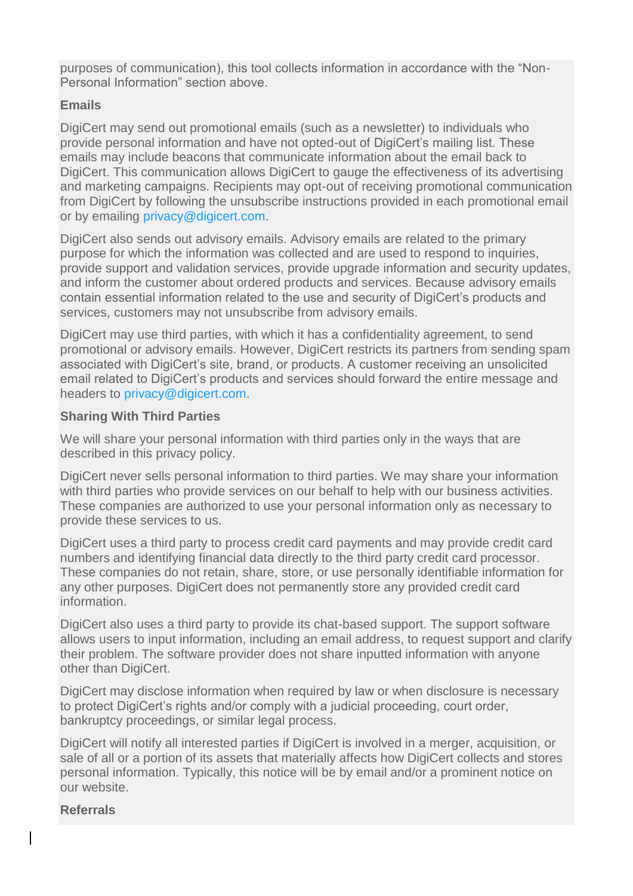purposes of communication), this tool collects information in accordance with the "Non-Personal Information" section above.

**Emails**

DigiCert may send out promotional emails (such as a newsletter) to individuals who provide personal information and have not opted-out of DigiCert's mailing list. These emails may include beacons that communicate information about the email back to DigiCert. This communication allows DigiCert to gauge the effectiveness of its advertising and marketing campaigns. Recipients may opt-out of receiving promotional communication from DigiCert by following the unsubscribe instructions provided in each promotional email or by emailing privacy@digicert.com.

DigiCert also sends out advisory emails. Advisory emails are related to the primary purpose for which the information was collected and are used to respond to inquiries, provide support and validation services, provide upgrade information and security updates, and inform the customer about ordered products and services. Because advisory emails contain essential information related to the use and security of DigiCert's products and services, customers may not unsubscribe from advisory emails.

DigiCert may use third parties, with which it has a confidentiality agreement, to send promotional or advisory emails. However, DigiCert restricts its partners from sending spam associated with DigiCert's site, brand, or products. A customer receiving an unsolicited email related to DigiCert's products and services should forward the entire message and headers to privacy@digicert.com.

**Sharing With Third Parties**

We will share your personal information with third parties only in the ways that are described in this privacy policy.

DigiCert never sells personal information to third parties. We may share your information with third parties who provide services on our behalf to help with our business activities. These companies are authorized to use your personal information only as necessary to provide these services to us.

DigiCert uses a third party to process credit card payments and may provide credit card numbers and identifying financial data directly to the third party credit card processor. These companies do not retain, share, store, or use personally identifiable information for any other purposes. DigiCert does not permanently store any provided credit card information.

DigiCert also uses a third party to provide its chat-based support. The support software allows users to input information, including an email address, to request support and clarify their problem. The software provider does not share inputted information with anyone other than DigiCert.

DigiCert may disclose information when required by law or when disclosure is necessary to protect DigiCert's rights and/or comply with a judicial proceeding, court order, bankruptcy proceedings, or similar legal process.

DigiCert will notify all interested parties if DigiCert is involved in a merger, acquisition, or sale of all or a portion of its assets that materially affects how DigiCert collects and stores personal information. Typically, this notice will be by email and/or a prominent notice on our website.

**Referrals**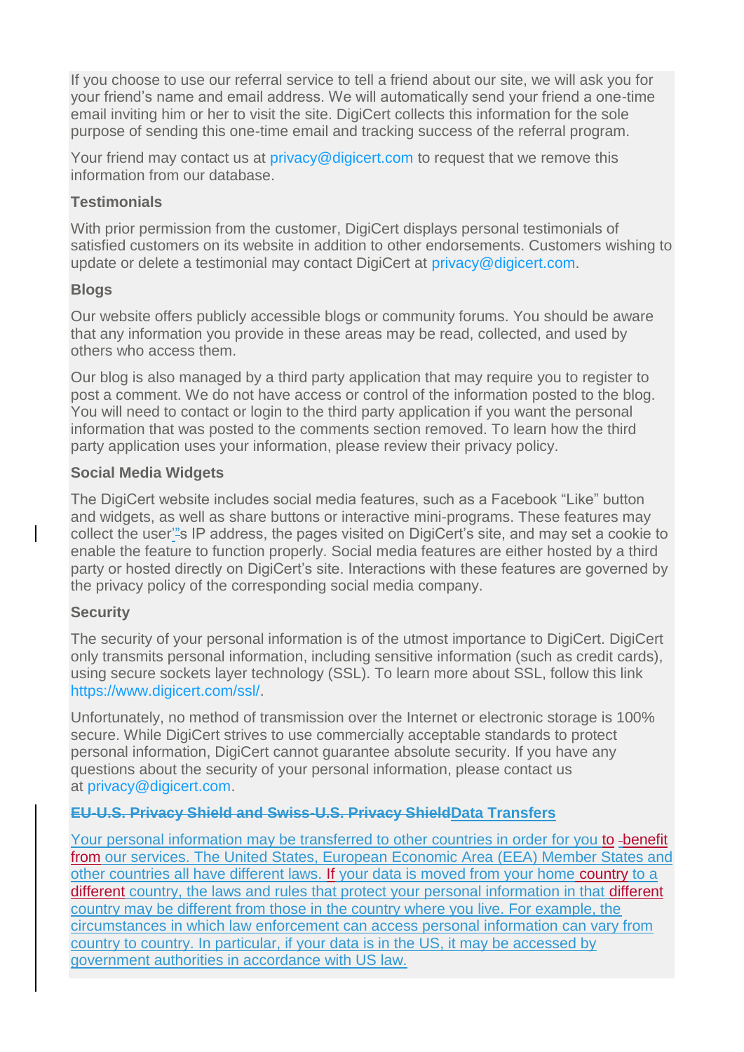If you choose to use our referral service to tell a friend about our site, we will ask you for your friend's name and email address. We will automatically send your friend a one-time email inviting him or her to visit the site. DigiCert collects this information for the sole purpose of sending this one-time email and tracking success of the referral program.

Your friend may contact us at privacy@digicert.com to request that we remove this information from our database.

**Testimonials**

With prior permission from the customer, DigiCert displays personal testimonials of satisfied customers on its website in addition to other endorsements. Customers wishing to update or delete a testimonial may contact DigiCert at privacy@digicert.com.

**Blogs**

Our website offers publicly accessible blogs or community forums. You should be aware that any information you provide in these areas may be read, collected, and used by others who access them.

Our blog is also managed by a third party application that may require you to register to post a comment. We do not have access or control of the information posted to the blog. You will need to contact or login to the third party application if you want the personal information that was posted to the comments section removed. To learn how the third party application uses your information, please review their privacy policy.

**Social Media Widgets**

The DigiCert website includes social media features, such as a Facebook "Like" button and widgets, as well as share buttons or interactive mini-programs. These features may collect the user's IP address, the pages visited on DigiCert's site, and may set a cookie to enable the feature to function properly. Social media features are either hosted by a third party or hosted directly on DigiCert's site. Interactions with these features are governed by the privacy policy of the corresponding social media company.

**Security**

The security of your personal information is of the utmost importance to DigiCert. DigiCert only transmits personal information, including sensitive information (such as credit cards), using secure sockets layer technology (SSL). To learn more about SSL, follow this link https://www.digicert.com/ssl/.

Unfortunately, no method of transmission over the Internet or electronic storage is 100% secure. While DigiCert strives to use commercially acceptable standards to protect personal information, DigiCert cannot guarantee absolute security. If you have any questions about the security of your personal information, please contact us at privacy@digicert.com.

**~~EU-U.S. Privacy Shield and Swiss-U.S. Privacy Shield~~Data Transfers**

Your personal information may be transferred to other countries in order for you to benefit from our services. The United States, European Economic Area (EEA) Member States and other countries all have different laws. If your data is moved from your home country to a different country, the laws and rules that protect your personal information in that different country may be different from those in the country where you live. For example, the circumstances in which law enforcement can access personal information can vary from country to country. In particular, if your data is in the US, it may be accessed by government authorities in accordance with US law.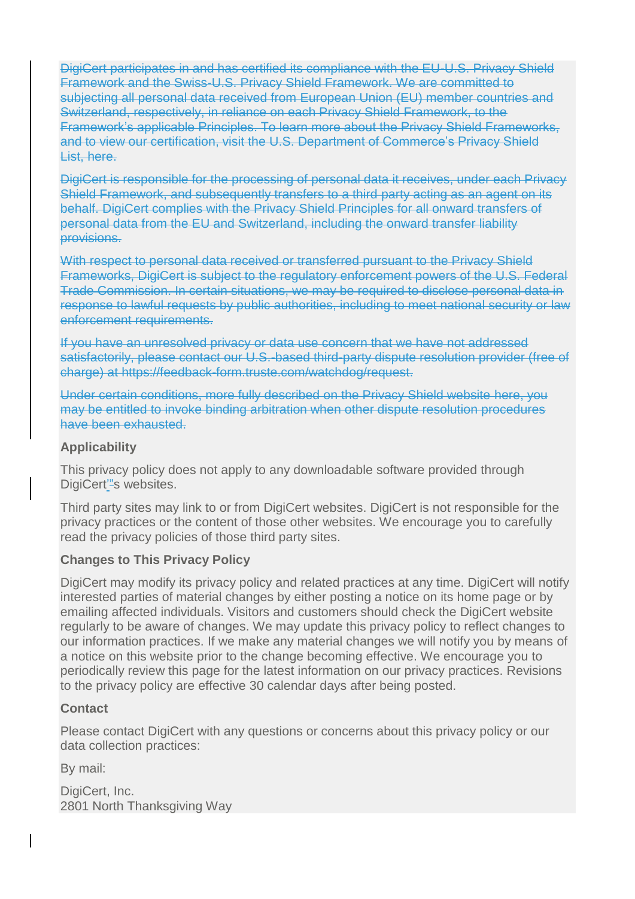~~DigiCert participates in and has certified its compliance with the EU-U.S. Privacy Shield Framework and the Swiss-U.S. Privacy Shield Framework. We are committed to subjecting all personal data received from European Union (EU) member countries and Switzerland, respectively, in reliance on each Privacy Shield Framework, to the Framework's applicable Principles. To learn more about the Privacy Shield Frameworks, and to view our certification, visit the U.S. Department of Commerce's Privacy Shield List, here.~~

~~DigiCert is responsible for the processing of personal data it receives, under each Privacy Shield Framework, and subsequently transfers to a third party acting as an agent on its behalf. DigiCert complies with the Privacy Shield Principles for all onward transfers of personal data from the EU and Switzerland, including the onward transfer liability provisions.~~

~~With respect to personal data received or transferred pursuant to the Privacy Shield Frameworks, DigiCert is subject to the regulatory enforcement powers of the U.S. Federal Trade Commission. In certain situations, we may be required to disclose personal data in response to lawful requests by public authorities, including to meet national security or law enforcement requirements.~~

~~If you have an unresolved privacy or data use concern that we have not addressed satisfactorily, please contact our U.S.-based third-party dispute resolution provider (free of charge) at https://feedback-form.truste.com/watchdog/request.~~

~~Under certain conditions, more fully described on the Privacy Shield website here, you may be entitled to invoke binding arbitration when other dispute resolution procedures have been exhausted.~~

**Applicability**

This privacy policy does not apply to any downloadable software provided through DigiCert's websites.

Third party sites may link to or from DigiCert websites. DigiCert is not responsible for the privacy practices or the content of those other websites. We encourage you to carefully read the privacy policies of those third party sites.

**Changes to This Privacy Policy**

DigiCert may modify its privacy policy and related practices at any time. DigiCert will notify interested parties of material changes by either posting a notice on its home page or by emailing affected individuals. Visitors and customers should check the DigiCert website regularly to be aware of changes. We may update this privacy policy to reflect changes to our information practices. If we make any material changes we will notify you by means of a notice on this website prior to the change becoming effective. We encourage you to periodically review this page for the latest information on our privacy practices. Revisions to the privacy policy are effective 30 calendar days after being posted.

**Contact**

Please contact DigiCert with any questions or concerns about this privacy policy or our data collection practices:

By mail:

DigiCert, Inc.
2801 North Thanksgiving Way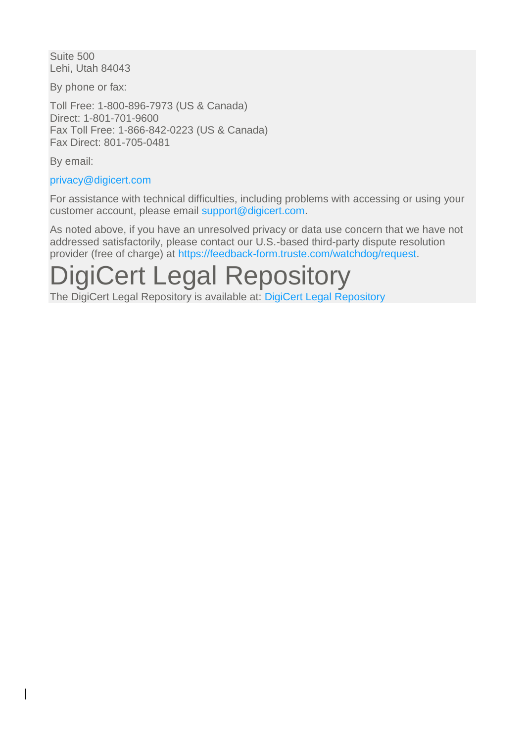Suite 500
Lehi, Utah 84043

By phone or fax:

Toll Free: 1-800-896-7973 (US & Canada)
Direct: 1-801-701-9600
Fax Toll Free: 1-866-842-0223 (US & Canada)
Fax Direct: 801-705-0481

By email:

privacy@digicert.com

For assistance with technical difficulties, including problems with accessing or using your customer account, please email support@digicert.com.

As noted above, if you have an unresolved privacy or data use concern that we have not addressed satisfactorily, please contact our U.S.-based third-party dispute resolution provider (free of charge) at https://feedback-form.truste.com/watchdog/request.

# DigiCert Legal Repository

The DigiCert Legal Repository is available at: DigiCert Legal Repository